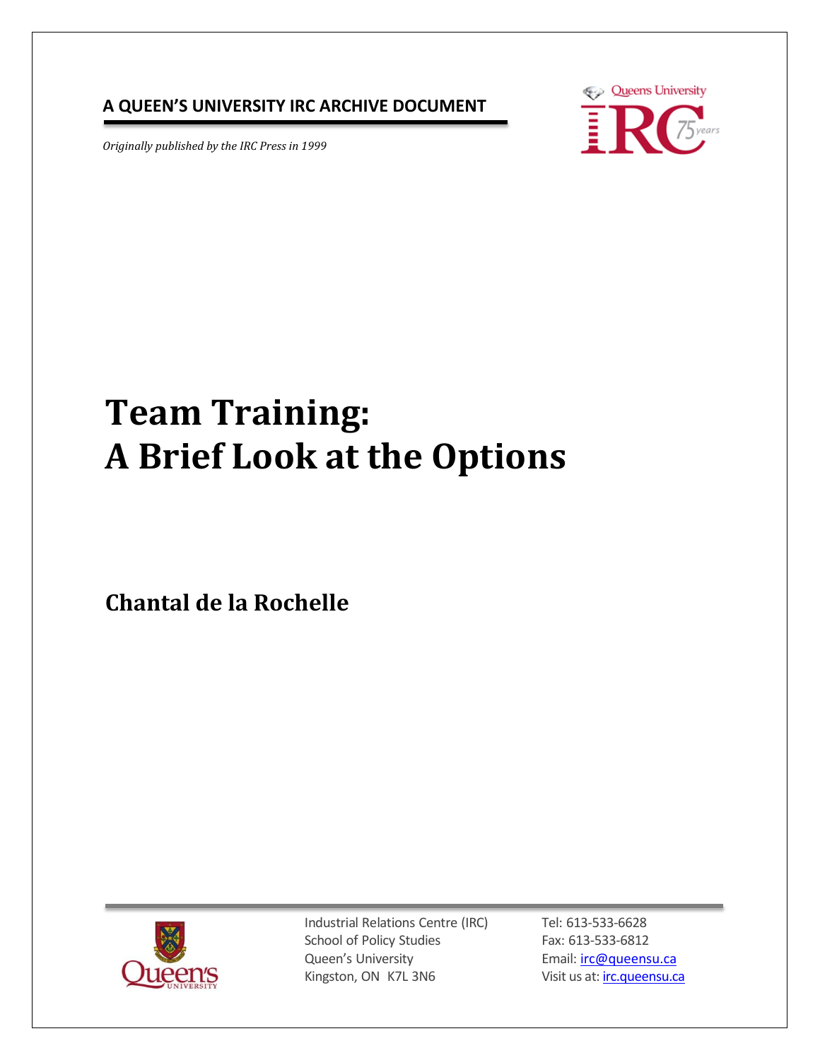**A QUEEN'S UNIVERSITY IRC ARCHIVE DOCUMENT**

*Originally published by the IRC Press in 1999*

# Team Training: A Brief Look at the Options

## Chantal de la Rochelle

Industrial Relations Centre (IRC)
School of Policy Studies
Queen's University
Kingston, ON K7L 3N6

Tel: 613-533-6628
Fax: 613-533-6812
Email: irc@queensu.ca
Visit us at: irc.queensu.ca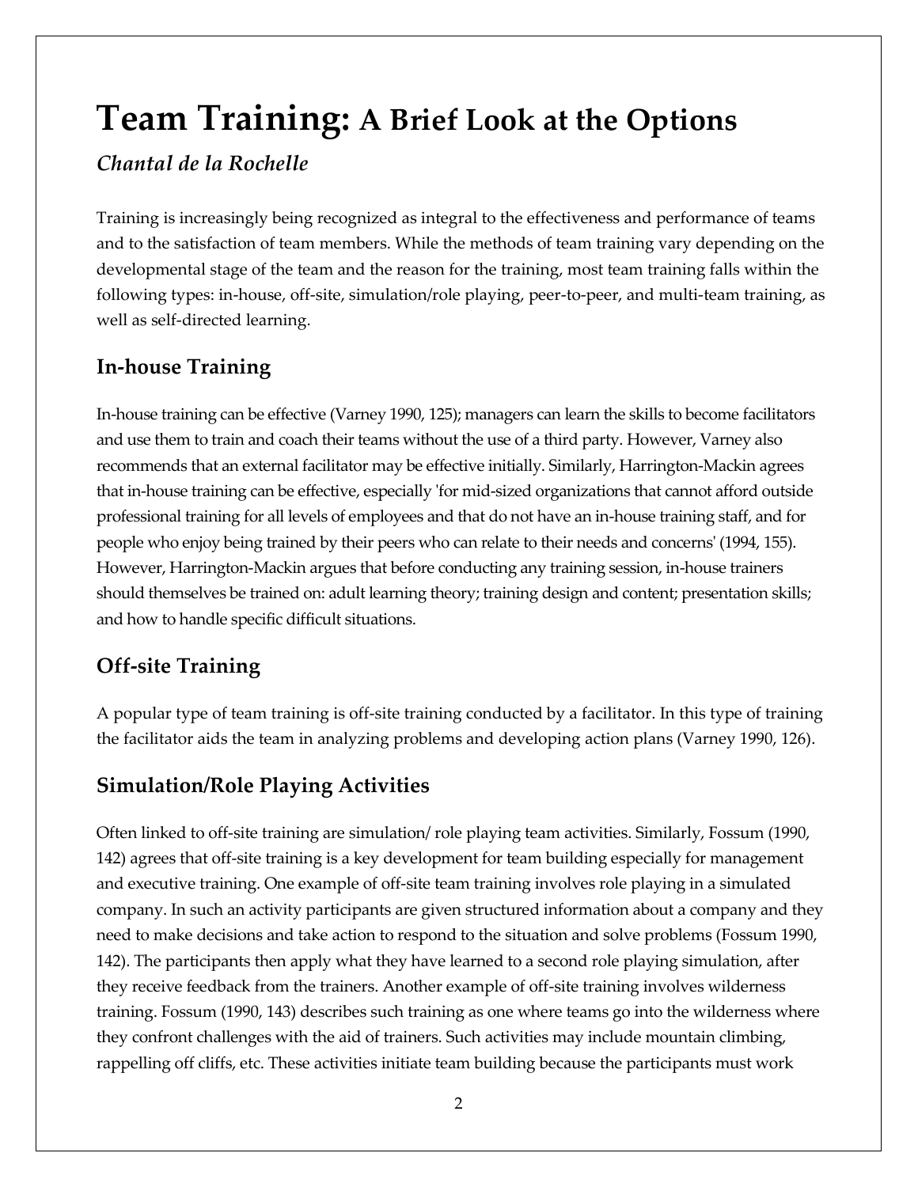# Team Training: A Brief Look at the Options

*Chantal de la Rochelle*

Training is increasingly being recognized as integral to the effectiveness and performance of teams and to the satisfaction of team members. While the methods of team training vary depending on the developmental stage of the team and the reason for the training, most team training falls within the following types: in-house, off-site, simulation/role playing, peer-to-peer, and multi-team training, as well as self-directed learning.

## In-house Training

In-house training can be effective (Varney 1990, 125); managers can learn the skills to become facilitators and use them to train and coach their teams without the use of a third party. However, Varney also recommends that an external facilitator may be effective initially. Similarly, Harrington-Mackin agrees that in-house training can be effective, especially 'for mid-sized organizations that cannot afford outside professional training for all levels of employees and that do not have an in-house training staff, and for people who enjoy being trained by their peers who can relate to their needs and concerns' (1994, 155). However, Harrington-Mackin argues that before conducting any training session, in-house trainers should themselves be trained on: adult learning theory; training design and content; presentation skills; and how to handle specific difficult situations.

## Off-site Training

A popular type of team training is off-site training conducted by a facilitator. In this type of training the facilitator aids the team in analyzing problems and developing action plans (Varney 1990, 126).

## Simulation/Role Playing Activities

Often linked to off-site training are simulation/ role playing team activities. Similarly, Fossum (1990, 142) agrees that off-site training is a key development for team building especially for management and executive training. One example of off-site team training involves role playing in a simulated company. In such an activity participants are given structured information about a company and they need to make decisions and take action to respond to the situation and solve problems (Fossum 1990, 142). The participants then apply what they have learned to a second role playing simulation, after they receive feedback from the trainers. Another example of off-site training involves wilderness training. Fossum (1990, 143) describes such training as one where teams go into the wilderness where they confront challenges with the aid of trainers. Such activities may include mountain climbing, rappelling off cliffs, etc. These activities initiate team building because the participants must work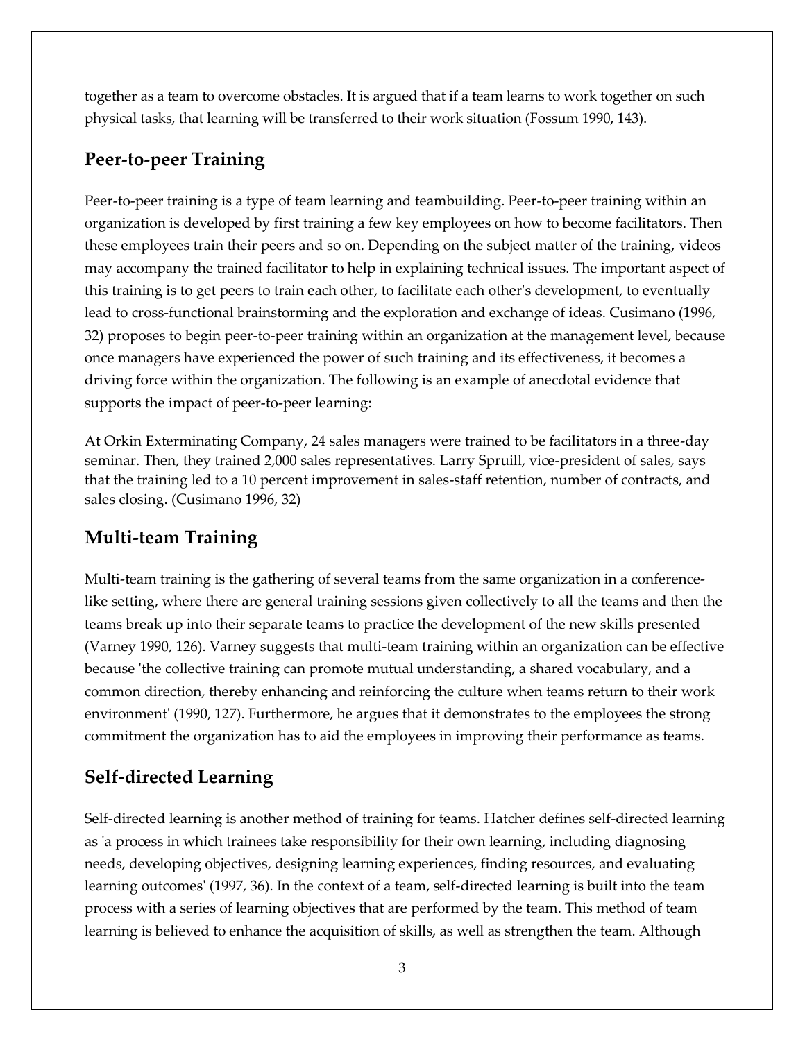together as a team to overcome obstacles. It is argued that if a team learns to work together on such physical tasks, that learning will be transferred to their work situation (Fossum 1990, 143).

## Peer-to-peer Training

Peer-to-peer training is a type of team learning and teambuilding. Peer-to-peer training within an organization is developed by first training a few key employees on how to become facilitators. Then these employees train their peers and so on. Depending on the subject matter of the training, videos may accompany the trained facilitator to help in explaining technical issues. The important aspect of this training is to get peers to train each other, to facilitate each other's development, to eventually lead to cross-functional brainstorming and the exploration and exchange of ideas. Cusimano (1996, 32) proposes to begin peer-to-peer training within an organization at the management level, because once managers have experienced the power of such training and its effectiveness, it becomes a driving force within the organization. The following is an example of anecdotal evidence that supports the impact of peer-to-peer learning:

> At Orkin Exterminating Company, 24 sales managers were trained to be facilitators in a three-day seminar. Then, they trained 2,000 sales representatives. Larry Spruill, vice-president of sales, says that the training led to a 10 percent improvement in sales-staff retention, number of contracts, and sales closing. (Cusimano 1996, 32)

## Multi-team Training

Multi-team training is the gathering of several teams from the same organization in a conference-like setting, where there are general training sessions given collectively to all the teams and then the teams break up into their separate teams to practice the development of the new skills presented (Varney 1990, 126). Varney suggests that multi-team training within an organization can be effective because 'the collective training can promote mutual understanding, a shared vocabulary, and a common direction, thereby enhancing and reinforcing the culture when teams return to their work environment' (1990, 127). Furthermore, he argues that it demonstrates to the employees the strong commitment the organization has to aid the employees in improving their performance as teams.

## Self-directed Learning

Self-directed learning is another method of training for teams. Hatcher defines self-directed learning as 'a process in which trainees take responsibility for their own learning, including diagnosing needs, developing objectives, designing learning experiences, finding resources, and evaluating learning outcomes' (1997, 36). In the context of a team, self-directed learning is built into the team process with a series of learning objectives that are performed by the team. This method of team learning is believed to enhance the acquisition of skills, as well as strengthen the team. Although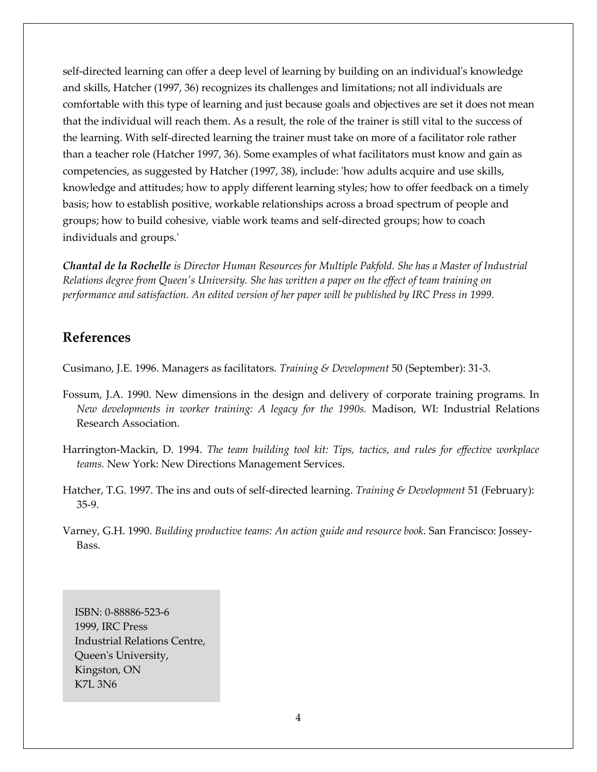self-directed learning can offer a deep level of learning by building on an individual's knowledge and skills, Hatcher (1997, 36) recognizes its challenges and limitations; not all individuals are comfortable with this type of learning and just because goals and objectives are set it does not mean that the individual will reach them. As a result, the role of the trainer is still vital to the success of the learning. With self-directed learning the trainer must take on more of a facilitator role rather than a teacher role (Hatcher 1997, 36). Some examples of what facilitators must know and gain as competencies, as suggested by Hatcher (1997, 38), include: 'how adults acquire and use skills, knowledge and attitudes; how to apply different learning styles; how to offer feedback on a timely basis; how to establish positive, workable relationships across a broad spectrum of people and groups; how to build cohesive, viable work teams and self-directed groups; how to coach individuals and groups.'

***Chantal de la Rochelle*** *is Director Human Resources for Multiple Pakfold. She has a Master of Industrial Relations degree from Queen's University. She has written a paper on the effect of team training on performance and satisfaction. An edited version of her paper will be published by IRC Press in 1999.*

## References

Cusimano, J.E. 1996. Managers as facilitators. *Training & Development* 50 (September): 31-3.

Fossum, J.A. 1990. New dimensions in the design and delivery of corporate training programs. In *New developments in worker training: A legacy for the 1990s.* Madison, WI: Industrial Relations Research Association.

Harrington-Mackin, D. 1994. *The team building tool kit: Tips, tactics, and rules for effective workplace teams.* New York: New Directions Management Services.

Hatcher, T.G. 1997. The ins and outs of self-directed learning. *Training & Development* 51 (February): 35-9.

Varney, G.H. 1990. *Building productive teams: An action guide and resource book*. San Francisco: Jossey-Bass.

ISBN: 0-88886-523-6
1999, IRC Press
Industrial Relations Centre,
Queen's University,
Kingston, ON
K7L 3N6